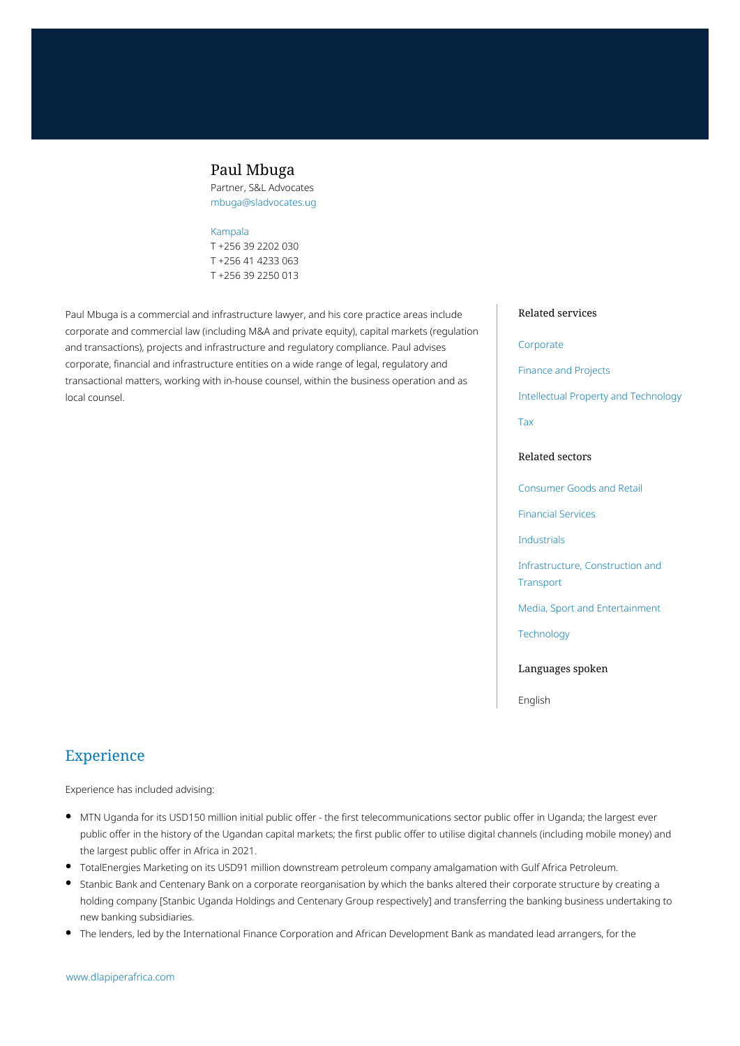# Paul Mbuga

Partner, S&L Advocates
mbuga@sladvocates.ug

Kampala
T +256 39 2202 030
T +256 41 4233 063
T +256 39 2250 013

Paul Mbuga is a commercial and infrastructure lawyer, and his core practice areas include corporate and commercial law (including M&A and private equity), capital markets (regulation and transactions), projects and infrastructure and regulatory compliance. Paul advises corporate, financial and infrastructure entities on a wide range of legal, regulatory and transactional matters, working with in-house counsel, within the business operation and as local counsel.

### Related services

- Corporate
- Finance and Projects
- Intellectual Property and Technology
- Tax

### Related sectors

- Consumer Goods and Retail
- Financial Services
- Industrials
- Infrastructure, Construction and Transport
- Media, Sport and Entertainment
- Technology

### Languages spoken

English

## Experience

Experience has included advising:

- MTN Uganda for its USD150 million initial public offer - the first telecommunications sector public offer in Uganda; the largest ever public offer in the history of the Ugandan capital markets; the first public offer to utilise digital channels (including mobile money) and the largest public offer in Africa in 2021.
- TotalEnergies Marketing on its USD91 million downstream petroleum company amalgamation with Gulf Africa Petroleum.
- Stanbic Bank and Centenary Bank on a corporate reorganisation by which the banks altered their corporate structure by creating a holding company [Stanbic Uganda Holdings and Centenary Group respectively] and transferring the banking business undertaking to new banking subsidiaries.
- The lenders, led by the International Finance Corporation and African Development Bank as mandated lead arrangers, for the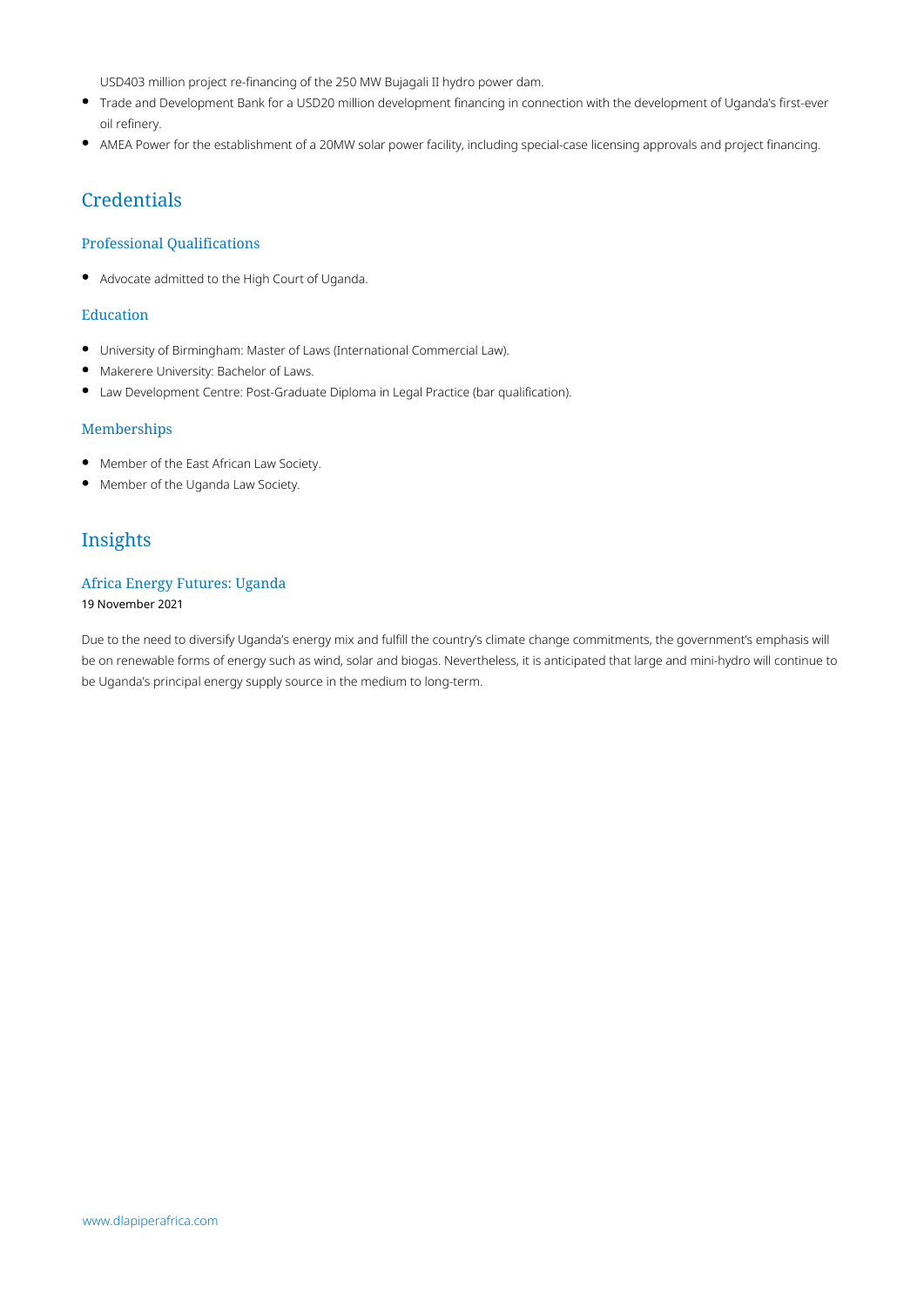USD403 million project re-financing of the 250 MW Bujagali II hydro power dam.

- Trade and Development Bank for a USD20 million development financing in connection with the development of Uganda's first-ever oil refinery.
- AMEA Power for the establishment of a 20MW solar power facility, including special-case licensing approvals and project financing.

## Credentials

### Professional Qualifications

- Advocate admitted to the High Court of Uganda.

### Education

- University of Birmingham: Master of Laws (International Commercial Law).
- Makerere University: Bachelor of Laws.
- Law Development Centre: Post-Graduate Diploma in Legal Practice (bar qualification).

### Memberships

- Member of the East African Law Society.
- Member of the Uganda Law Society.

## Insights

### Africa Energy Futures: Uganda

19 November 2021

Due to the need to diversify Uganda's energy mix and fulfill the country's climate change commitments, the government's emphasis will be on renewable forms of energy such as wind, solar and biogas. Nevertheless, it is anticipated that large and mini-hydro will continue to be Uganda's principal energy supply source in the medium to long-term.

www.dlapiperafrica.com